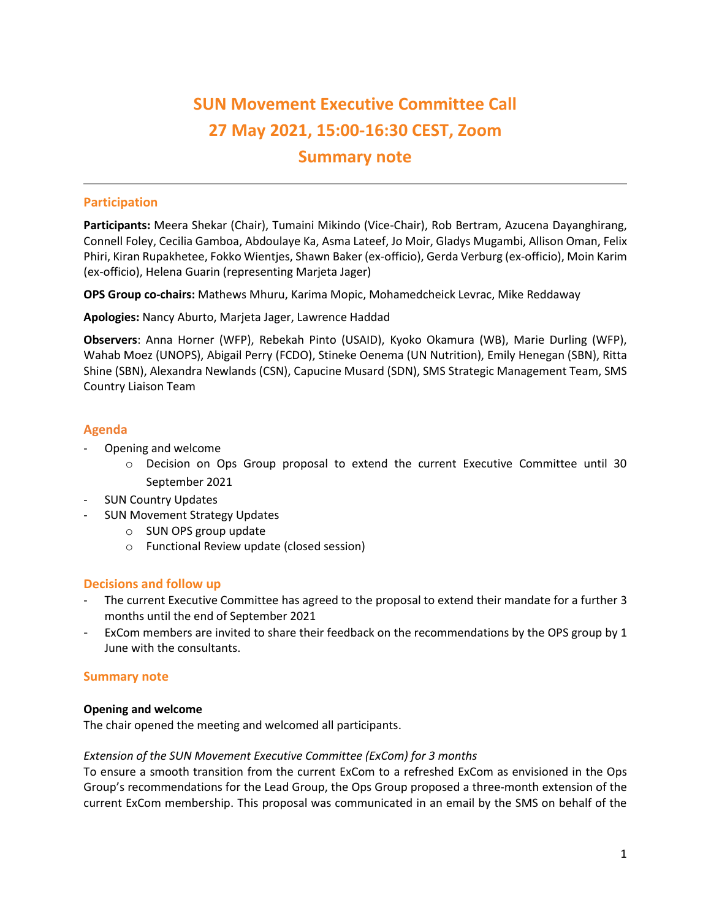# SUN Movement Executive Committee Call
# 27 May 2021, 15:00-16:30 CEST, Zoom
# Summary note

## Participation

**Participants:** Meera Shekar (Chair), Tumaini Mikindo (Vice-Chair), Rob Bertram, Azucena Dayanghirang, Connell Foley, Cecilia Gamboa, Abdoulaye Ka, Asma Lateef, Jo Moir, Gladys Mugambi, Allison Oman, Felix Phiri, Kiran Rupakhetee, Fokko Wientjes, Shawn Baker (ex-officio), Gerda Verburg (ex-officio), Moin Karim (ex-officio), Helena Guarin (representing Marjeta Jager)

**OPS Group co-chairs:** Mathews Mhuru, Karima Mopic, Mohamedcheick Levrac, Mike Reddaway

**Apologies:** Nancy Aburto, Marjeta Jager, Lawrence Haddad

**Observers**: Anna Horner (WFP), Rebekah Pinto (USAID), Kyoko Okamura (WB), Marie Durling (WFP), Wahab Moez (UNOPS), Abigail Perry (FCDO), Stineke Oenema (UN Nutrition), Emily Henegan (SBN), Ritta Shine (SBN), Alexandra Newlands (CSN), Capucine Musard (SDN), SMS Strategic Management Team, SMS Country Liaison Team

## Agenda

- Opening and welcome
  - Decision on Ops Group proposal to extend the current Executive Committee until 30 September 2021
- SUN Country Updates
- SUN Movement Strategy Updates
  - SUN OPS group update
  - Functional Review update (closed session)

## Decisions and follow up

- The current Executive Committee has agreed to the proposal to extend their mandate for a further 3 months until the end of September 2021
- ExCom members are invited to share their feedback on the recommendations by the OPS group by 1 June with the consultants.

## Summary note

**Opening and welcome**

The chair opened the meeting and welcomed all participants.

*Extension of the SUN Movement Executive Committee (ExCom) for 3 months*

To ensure a smooth transition from the current ExCom to a refreshed ExCom as envisioned in the Ops Group's recommendations for the Lead Group, the Ops Group proposed a three-month extension of the current ExCom membership. This proposal was communicated in an email by the SMS on behalf of the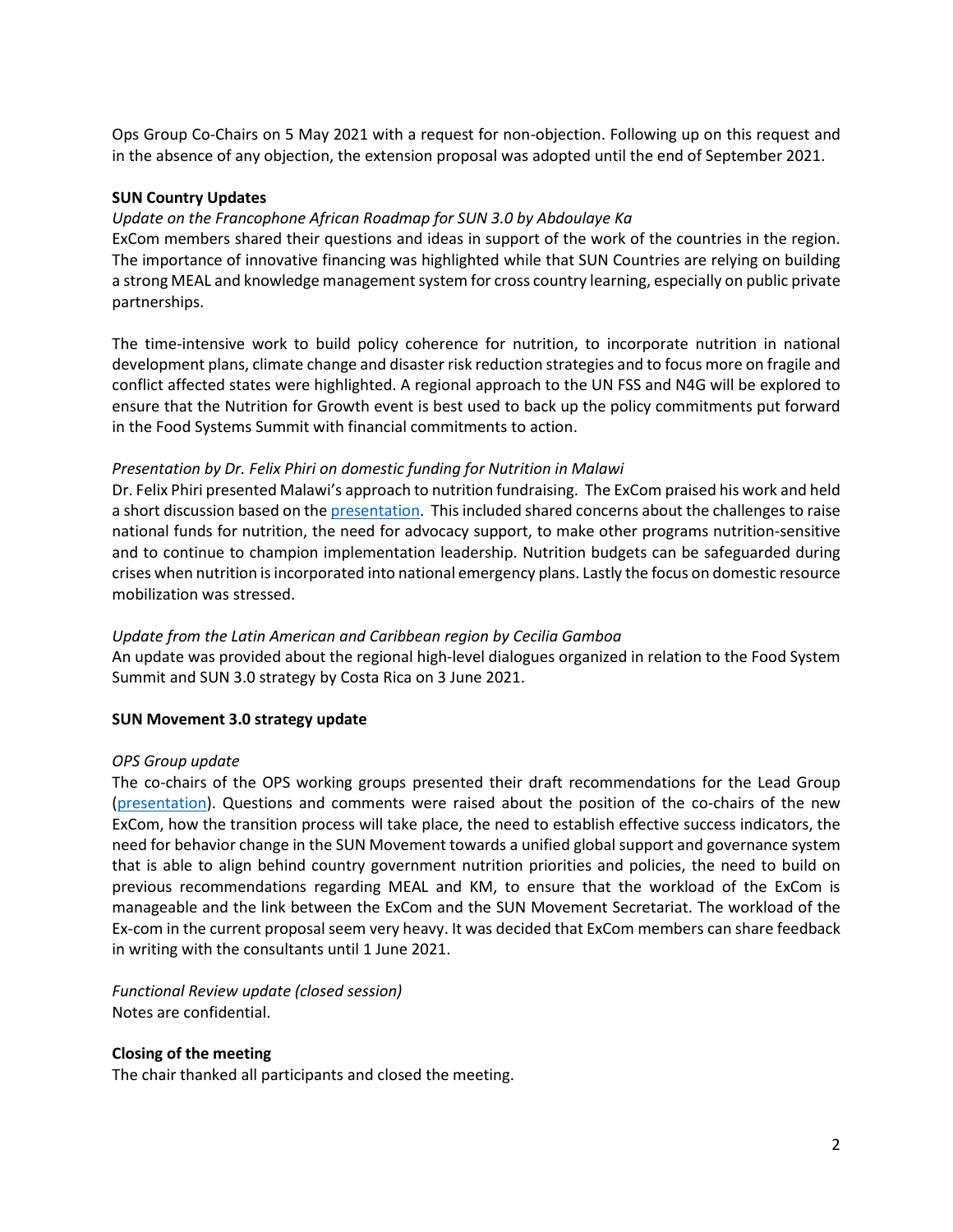Ops Group Co-Chairs on 5 May 2021 with a request for non-objection. Following up on this request and in the absence of any objection, the extension proposal was adopted until the end of September 2021.

**SUN Country Updates**

*Update on the Francophone African Roadmap for SUN 3.0 by Abdoulaye Ka*

ExCom members shared their questions and ideas in support of the work of the countries in the region. The importance of innovative financing was highlighted while that SUN Countries are relying on building a strong MEAL and knowledge management system for cross country learning, especially on public private partnerships.

The time-intensive work to build policy coherence for nutrition, to incorporate nutrition in national development plans, climate change and disaster risk reduction strategies and to focus more on fragile and conflict affected states were highlighted. A regional approach to the UN FSS and N4G will be explored to ensure that the Nutrition for Growth event is best used to back up the policy commitments put forward in the Food Systems Summit with financial commitments to action.

*Presentation by Dr. Felix Phiri on domestic funding for Nutrition in Malawi*

Dr. Felix Phiri presented Malawi's approach to nutrition fundraising. The ExCom praised his work and held a short discussion based on the presentation. This included shared concerns about the challenges to raise national funds for nutrition, the need for advocacy support, to make other programs nutrition-sensitive and to continue to champion implementation leadership. Nutrition budgets can be safeguarded during crises when nutrition is incorporated into national emergency plans. Lastly the focus on domestic resource mobilization was stressed.

*Update from the Latin American and Caribbean region by Cecilia Gamboa*

An update was provided about the regional high-level dialogues organized in relation to the Food System Summit and SUN 3.0 strategy by Costa Rica on 3 June 2021.

**SUN Movement 3.0 strategy update**

*OPS Group update*

The co-chairs of the OPS working groups presented their draft recommendations for the Lead Group (presentation). Questions and comments were raised about the position of the co-chairs of the new ExCom, how the transition process will take place, the need to establish effective success indicators, the need for behavior change in the SUN Movement towards a unified global support and governance system that is able to align behind country government nutrition priorities and policies, the need to build on previous recommendations regarding MEAL and KM, to ensure that the workload of the ExCom is manageable and the link between the ExCom and the SUN Movement Secretariat. The workload of the Ex-com in the current proposal seem very heavy. It was decided that ExCom members can share feedback in writing with the consultants until 1 June 2021.

*Functional Review update (closed session)*

Notes are confidential.

**Closing of the meeting**

The chair thanked all participants and closed the meeting.